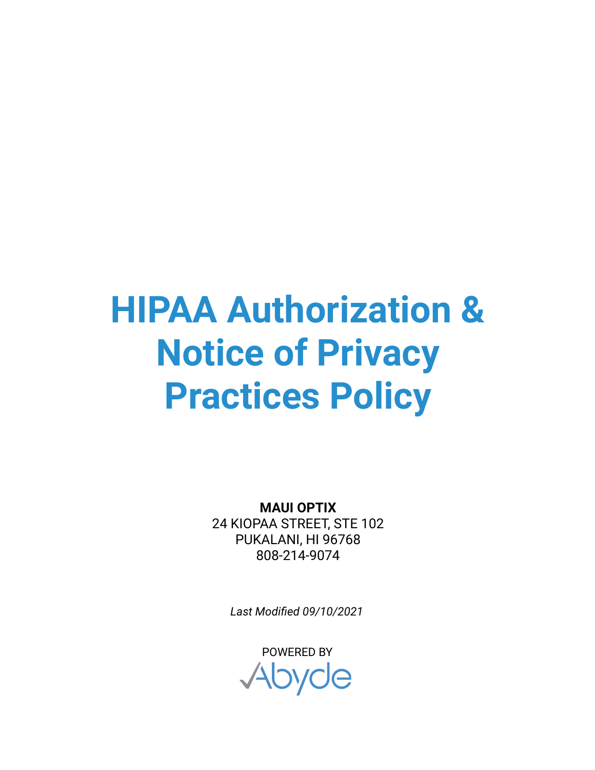# HIPAA Authorization & Notice of Privacy Practices Policy

**MAUI OPTIX**
24 KIOPAA STREET, STE 102
PUKALANI, HI 96768
808-214-9074

*Last Modified 09/10/2021*

POWERED BY
Abyde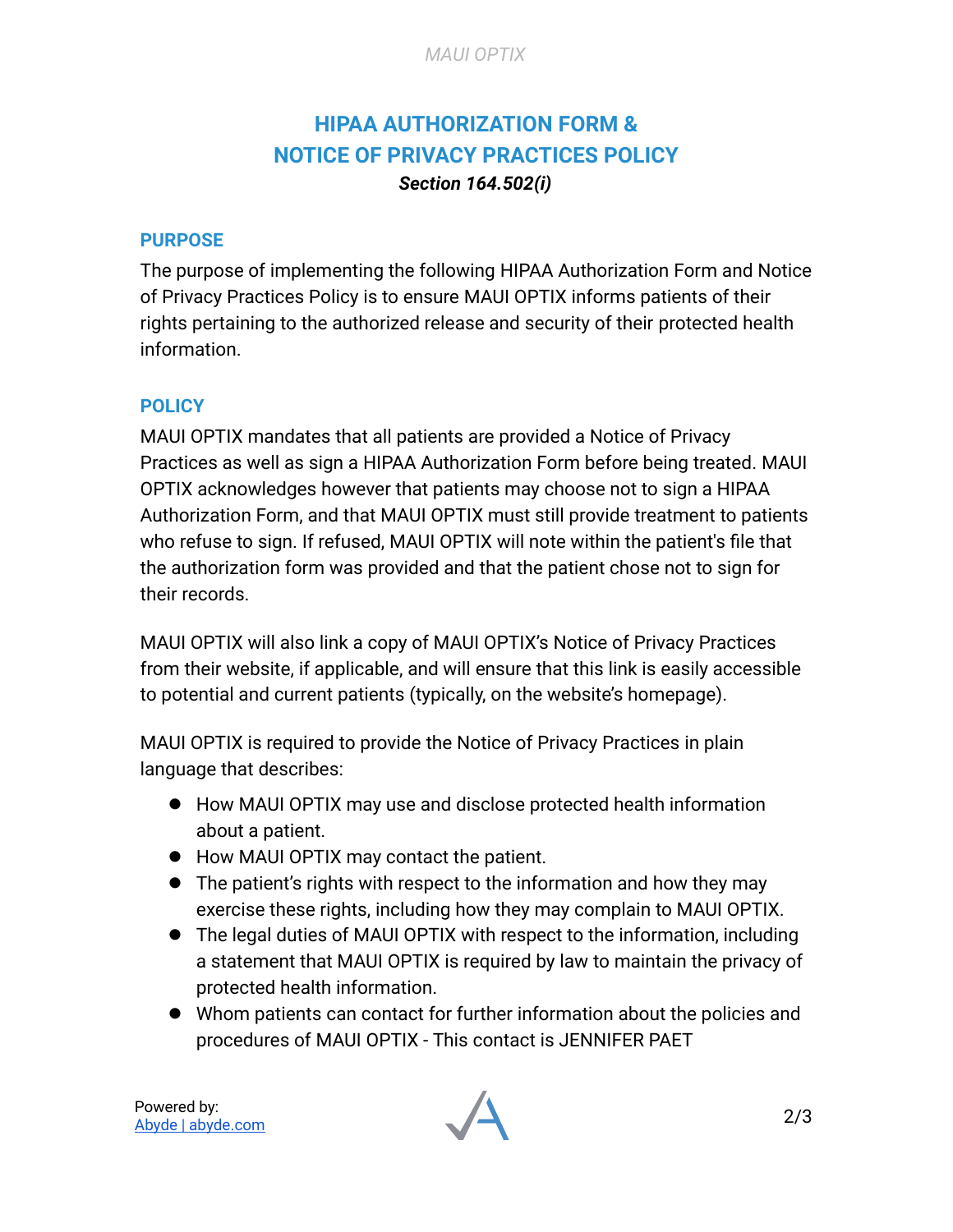# HIPAA AUTHORIZATION FORM & NOTICE OF PRIVACY PRACTICES POLICY

***Section 164.502(i)***

## PURPOSE

The purpose of implementing the following HIPAA Authorization Form and Notice of Privacy Practices Policy is to ensure MAUI OPTIX informs patients of their rights pertaining to the authorized release and security of their protected health information.

## POLICY

MAUI OPTIX mandates that all patients are provided a Notice of Privacy Practices as well as sign a HIPAA Authorization Form before being treated. MAUI OPTIX acknowledges however that patients may choose not to sign a HIPAA Authorization Form, and that MAUI OPTIX must still provide treatment to patients who refuse to sign. If refused, MAUI OPTIX will note within the patient's file that the authorization form was provided and that the patient chose not to sign for their records.

MAUI OPTIX will also link a copy of MAUI OPTIX's Notice of Privacy Practices from their website, if applicable, and will ensure that this link is easily accessible to potential and current patients (typically, on the website's homepage).

MAUI OPTIX is required to provide the Notice of Privacy Practices in plain language that describes:

- How MAUI OPTIX may use and disclose protected health information about a patient.
- How MAUI OPTIX may contact the patient.
- The patient's rights with respect to the information and how they may exercise these rights, including how they may complain to MAUI OPTIX.
- The legal duties of MAUI OPTIX with respect to the information, including a statement that MAUI OPTIX is required by law to maintain the privacy of protected health information.
- Whom patients can contact for further information about the policies and procedures of MAUI OPTIX - This contact is JENNIFER PAET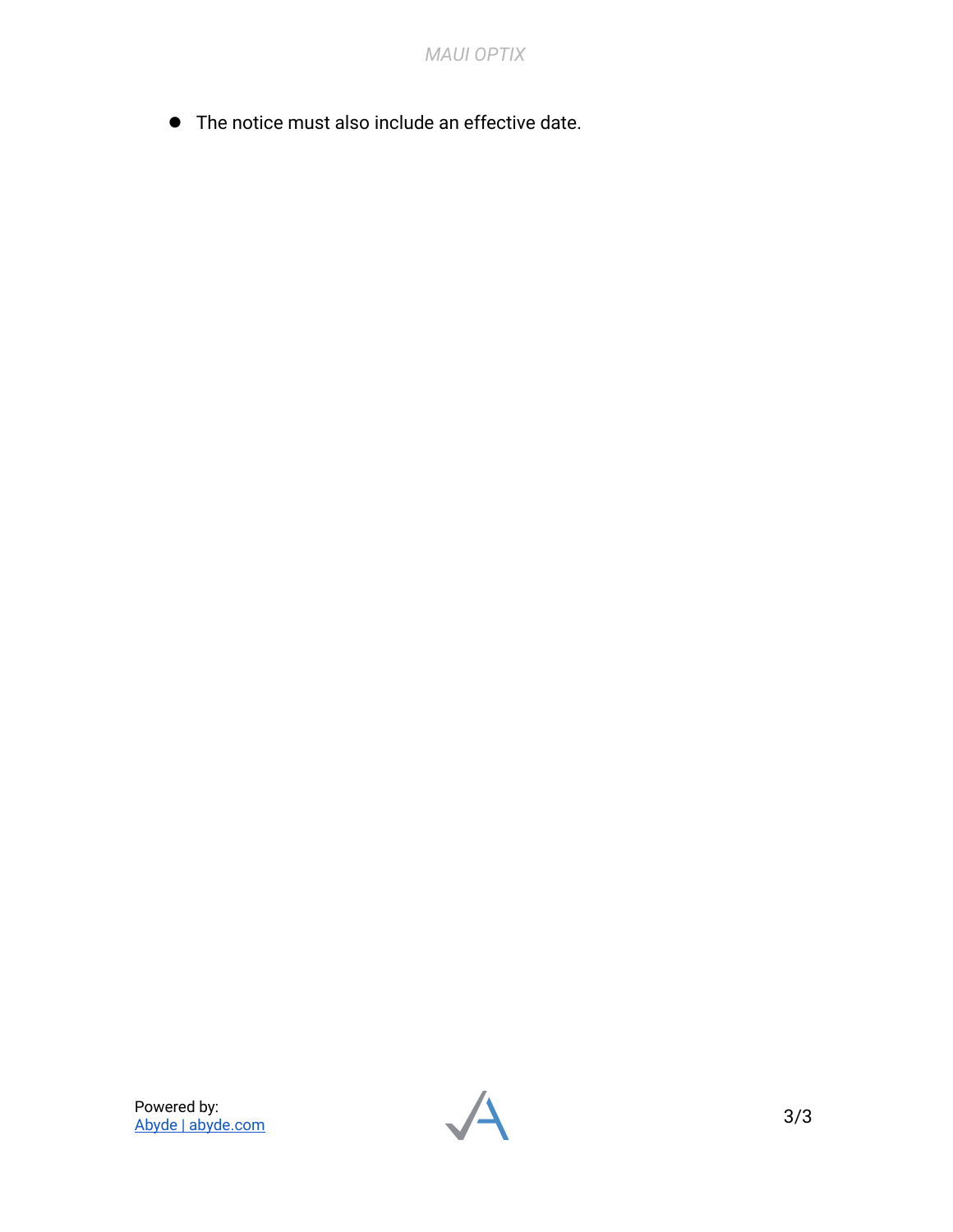- The notice must also include an effective date.